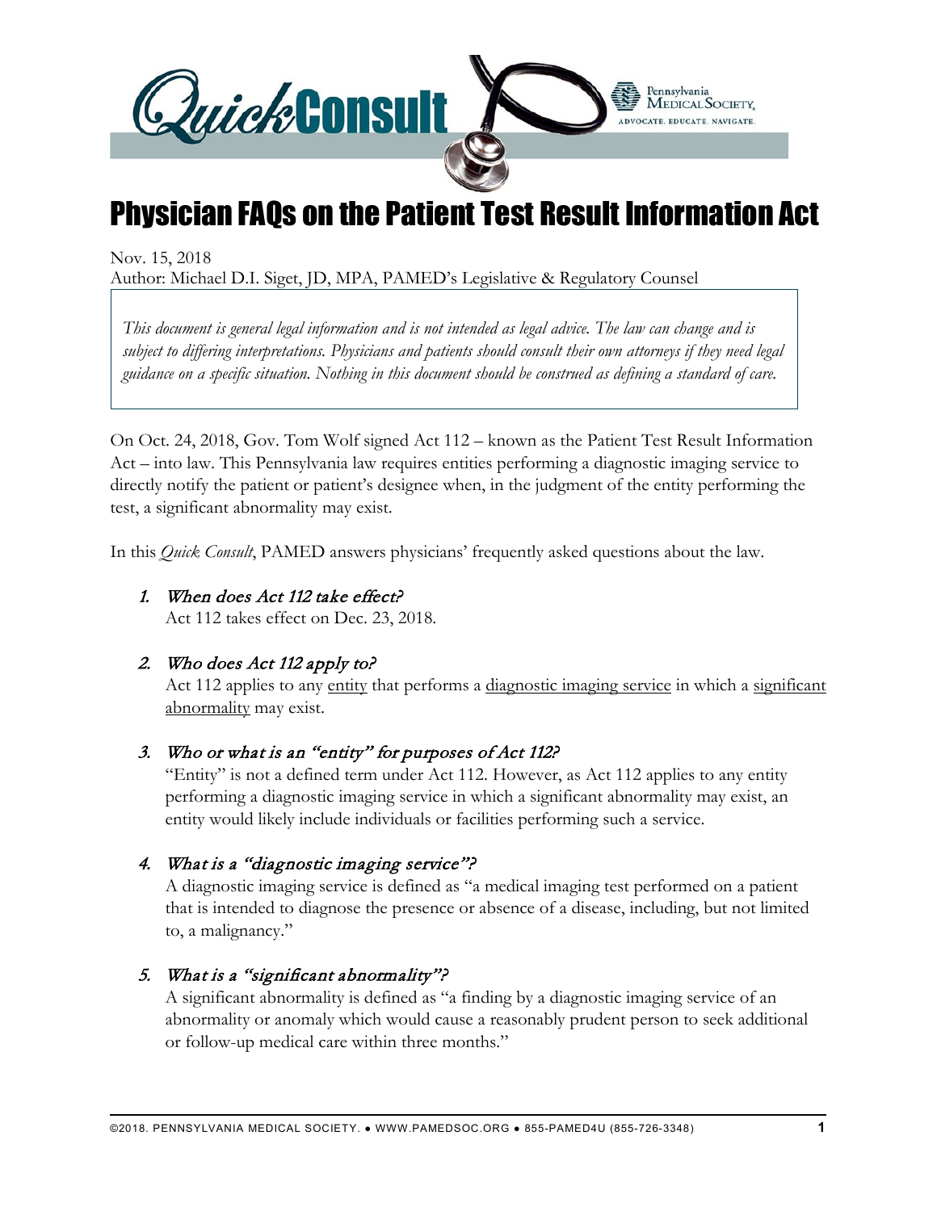# QuickConsult

Pennsylvania Medical Society
ADVOCATE. EDUCATE. NAVIGATE.

# Physician FAQs on the Patient Test Result Information Act

Nov. 15, 2018
Author: Michael D.I. Siget, JD, MPA, PAMED's Legislative & Regulatory Counsel

> *This document is general legal information and is not intended as legal advice. The law can change and is subject to differing interpretations. Physicians and patients should consult their own attorneys if they need legal guidance on a specific situation. Nothing in this document should be construed as defining a standard of care.*

On Oct. 24, 2018, Gov. Tom Wolf signed Act 112 – known as the Patient Test Result Information Act – into law. This Pennsylvania law requires entities performing a diagnostic imaging service to directly notify the patient or patient's designee when, in the judgment of the entity performing the test, a significant abnormality may exist.

In this *Quick Consult*, PAMED answers physicians' frequently asked questions about the law.

1. ***When does Act 112 take effect?***
   Act 112 takes effect on Dec. 23, 2018.

2. ***Who does Act 112 apply to?***
   Act 112 applies to any entity that performs a diagnostic imaging service in which a significant abnormality may exist.

3. ***Who or what is an "entity" for purposes of Act 112?***
   "Entity" is not a defined term under Act 112. However, as Act 112 applies to any entity performing a diagnostic imaging service in which a significant abnormality may exist, an entity would likely include individuals or facilities performing such a service.

4. ***What is a "diagnostic imaging service"?***
   A diagnostic imaging service is defined as "a medical imaging test performed on a patient that is intended to diagnose the presence or absence of a disease, including, but not limited to, a malignancy."

5. ***What is a "significant abnormality"?***
   A significant abnormality is defined as "a finding by a diagnostic imaging service of an abnormality or anomaly which would cause a reasonably prudent person to seek additional or follow-up medical care within three months."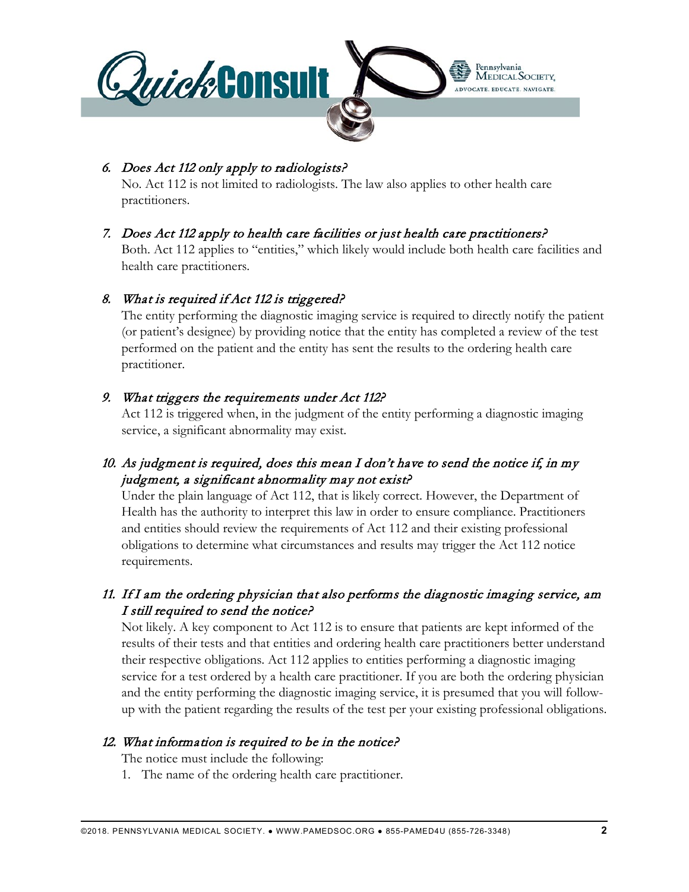6. *Does Act 112 only apply to radiologists?*
   No. Act 112 is not limited to radiologists. The law also applies to other health care practitioners.

7. *Does Act 112 apply to health care facilities or just health care practitioners?*
   Both. Act 112 applies to "entities," which likely would include both health care facilities and health care practitioners.

8. *What is required if Act 112 is triggered?*
   The entity performing the diagnostic imaging service is required to directly notify the patient (or patient's designee) by providing notice that the entity has completed a review of the test performed on the patient and the entity has sent the results to the ordering health care practitioner.

9. *What triggers the requirements under Act 112?*
   Act 112 is triggered when, in the judgment of the entity performing a diagnostic imaging service, a significant abnormality may exist.

10. *As judgment is required, does this mean I don't have to send the notice if, in my judgment, a significant abnormality may not exist?*
    Under the plain language of Act 112, that is likely correct. However, the Department of Health has the authority to interpret this law in order to ensure compliance. Practitioners and entities should review the requirements of Act 112 and their existing professional obligations to determine what circumstances and results may trigger the Act 112 notice requirements.

11. *If I am the ordering physician that also performs the diagnostic imaging service, am I still required to send the notice?*
    Not likely. A key component to Act 112 is to ensure that patients are kept informed of the results of their tests and that entities and ordering health care practitioners better understand their respective obligations. Act 112 applies to entities performing a diagnostic imaging service for a test ordered by a health care practitioner. If you are both the ordering physician and the entity performing the diagnostic imaging service, it is presumed that you will follow-up with the patient regarding the results of the test per your existing professional obligations.

12. *What information is required to be in the notice?*
    The notice must include the following:
    1. The name of the ordering health care practitioner.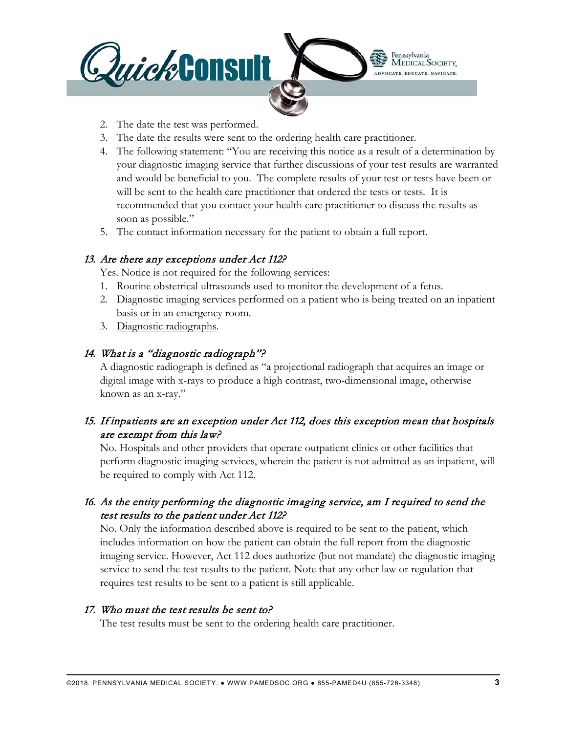2. The date the test was performed.
3. The date the results were sent to the ordering health care practitioner.
4. The following statement: "You are receiving this notice as a result of a determination by your diagnostic imaging service that further discussions of your test results are warranted and would be beneficial to you. The complete results of your test or tests have been or will be sent to the health care practitioner that ordered the tests or tests. It is recommended that you contact your health care practitioner to discuss the results as soon as possible."
5. The contact information necessary for the patient to obtain a full report.

### *13. Are there any exceptions under Act 112?*

Yes. Notice is not required for the following services:

1. Routine obstetrical ultrasounds used to monitor the development of a fetus.
2. Diagnostic imaging services performed on a patient who is being treated on an inpatient basis or in an emergency room.
3. Diagnostic radiographs.

### *14. What is a "diagnostic radiograph"?*

A diagnostic radiograph is defined as "a projectional radiograph that acquires an image or digital image with x-rays to produce a high contrast, two-dimensional image, otherwise known as an x-ray."

### *15. If inpatients are an exception under Act 112, does this exception mean that hospitals are exempt from this law?*

No. Hospitals and other providers that operate outpatient clinics or other facilities that perform diagnostic imaging services, wherein the patient is not admitted as an inpatient, will be required to comply with Act 112.

### *16. As the entity performing the diagnostic imaging service, am I required to send the test results to the patient under Act 112?*

No. Only the information described above is required to be sent to the patient, which includes information on how the patient can obtain the full report from the diagnostic imaging service. However, Act 112 does authorize (but not mandate) the diagnostic imaging service to send the test results to the patient. Note that any other law or regulation that requires test results to be sent to a patient is still applicable.

### *17. Who must the test results be sent to?*

The test results must be sent to the ordering health care practitioner.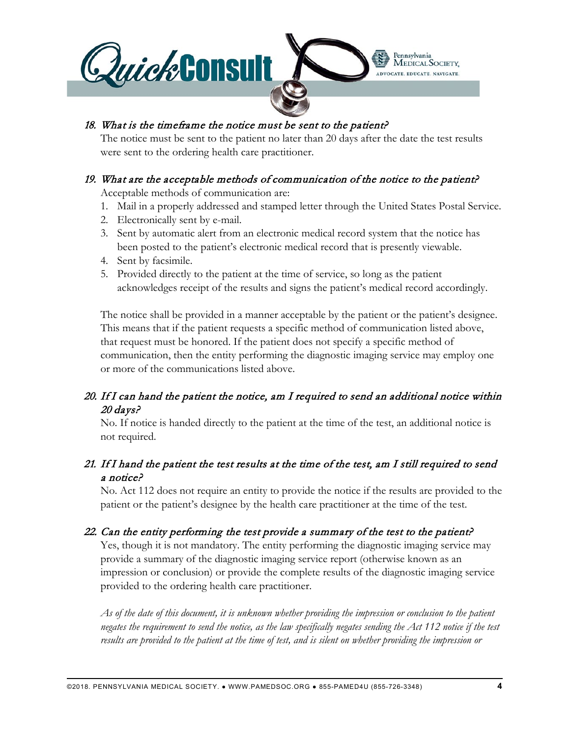### 18. *What is the timeframe the notice must be sent to the patient?*

The notice must be sent to the patient no later than 20 days after the date the test results were sent to the ordering health care practitioner.

### 19. *What are the acceptable methods of communication of the notice to the patient?*

Acceptable methods of communication are:

1. Mail in a properly addressed and stamped letter through the United States Postal Service.
2. Electronically sent by e-mail.
3. Sent by automatic alert from an electronic medical record system that the notice has been posted to the patient's electronic medical record that is presently viewable.
4. Sent by facsimile.
5. Provided directly to the patient at the time of service, so long as the patient acknowledges receipt of the results and signs the patient's medical record accordingly.

The notice shall be provided in a manner acceptable by the patient or the patient's designee. This means that if the patient requests a specific method of communication listed above, that request must be honored. If the patient does not specify a specific method of communication, then the entity performing the diagnostic imaging service may employ one or more of the communications listed above.

### 20. *If I can hand the patient the notice, am I required to send an additional notice within 20 days?*

No. If notice is handed directly to the patient at the time of the test, an additional notice is not required.

### 21. *If I hand the patient the test results at the time of the test, am I still required to send a notice?*

No. Act 112 does not require an entity to provide the notice if the results are provided to the patient or the patient's designee by the health care practitioner at the time of the test.

### 22. *Can the entity performing the test provide a summary of the test to the patient?*

Yes, though it is not mandatory. The entity performing the diagnostic imaging service may provide a summary of the diagnostic imaging service report (otherwise known as an impression or conclusion) or provide the complete results of the diagnostic imaging service provided to the ordering health care practitioner.

*As of the date of this document, it is unknown whether providing the impression or conclusion to the patient negates the requirement to send the notice, as the law specifically negates sending the Act 112 notice if the test results are provided to the patient at the time of test, and is silent on whether providing the impression or*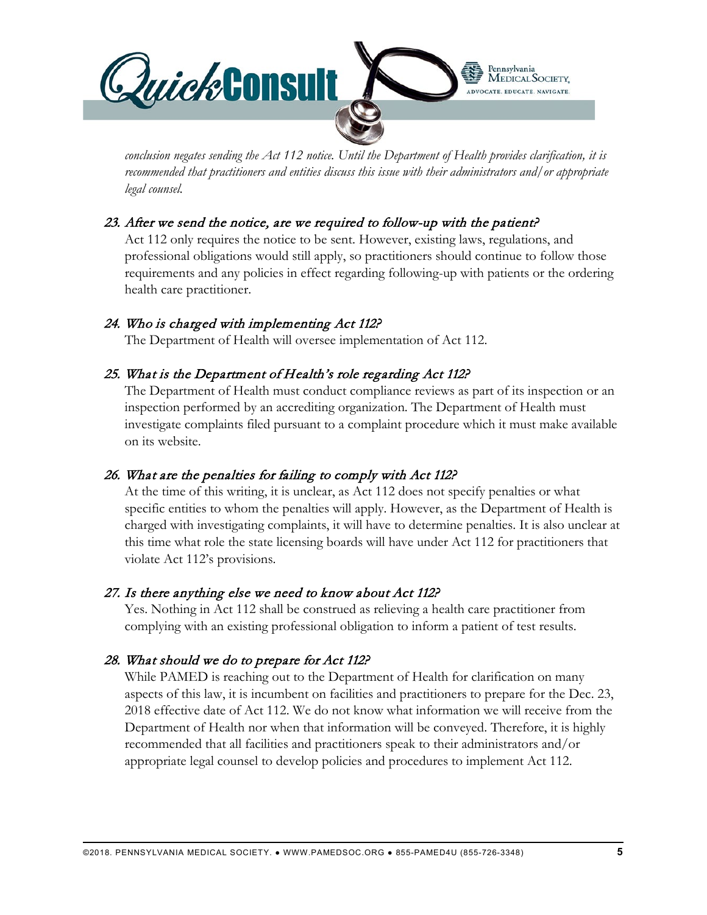*conclusion negates sending the Act 112 notice. Until the Department of Health provides clarification, it is recommended that practitioners and entities discuss this issue with their administrators and/or appropriate legal counsel.*

### *23. After we send the notice, are we required to follow-up with the patient?*

Act 112 only requires the notice to be sent. However, existing laws, regulations, and professional obligations would still apply, so practitioners should continue to follow those requirements and any policies in effect regarding following-up with patients or the ordering health care practitioner.

### *24. Who is charged with implementing Act 112?*

The Department of Health will oversee implementation of Act 112.

### *25. What is the Department of Health's role regarding Act 112?*

The Department of Health must conduct compliance reviews as part of its inspection or an inspection performed by an accrediting organization. The Department of Health must investigate complaints filed pursuant to a complaint procedure which it must make available on its website.

### *26. What are the penalties for failing to comply with Act 112?*

At the time of this writing, it is unclear, as Act 112 does not specify penalties or what specific entities to whom the penalties will apply. However, as the Department of Health is charged with investigating complaints, it will have to determine penalties. It is also unclear at this time what role the state licensing boards will have under Act 112 for practitioners that violate Act 112's provisions.

### *27. Is there anything else we need to know about Act 112?*

Yes. Nothing in Act 112 shall be construed as relieving a health care practitioner from complying with an existing professional obligation to inform a patient of test results.

### *28. What should we do to prepare for Act 112?*

While PAMED is reaching out to the Department of Health for clarification on many aspects of this law, it is incumbent on facilities and practitioners to prepare for the Dec. 23, 2018 effective date of Act 112. We do not know what information we will receive from the Department of Health nor when that information will be conveyed. Therefore, it is highly recommended that all facilities and practitioners speak to their administrators and/or appropriate legal counsel to develop policies and procedures to implement Act 112.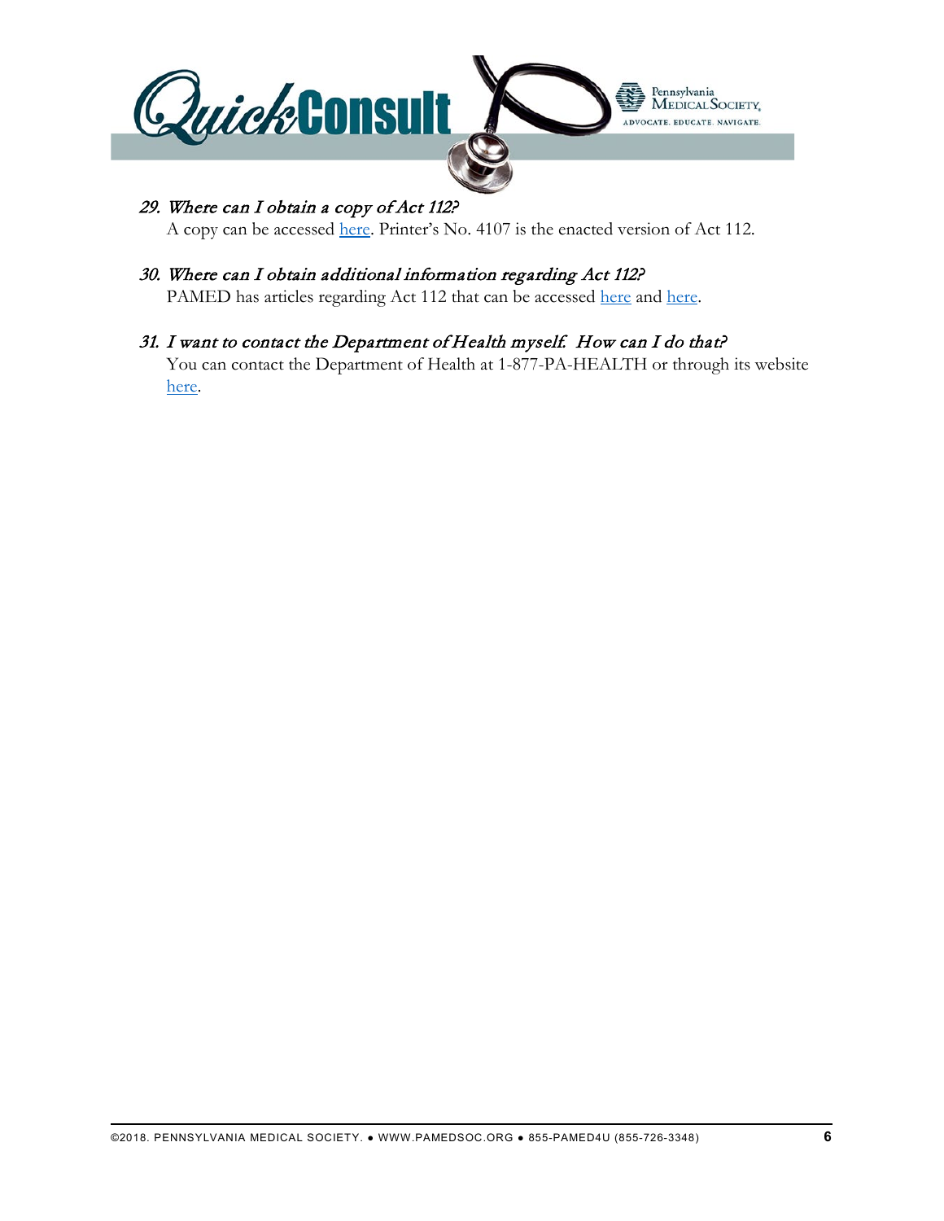29. *Where can I obtain a copy of Act 112?*
    A copy can be accessed here. Printer's No. 4107 is the enacted version of Act 112.

30. *Where can I obtain additional information regarding Act 112?*
    PAMED has articles regarding Act 112 that can be accessed here and here.

31. *I want to contact the Department of Health myself. How can I do that?*
    You can contact the Department of Health at 1-877-PA-HEALTH or through its website here.